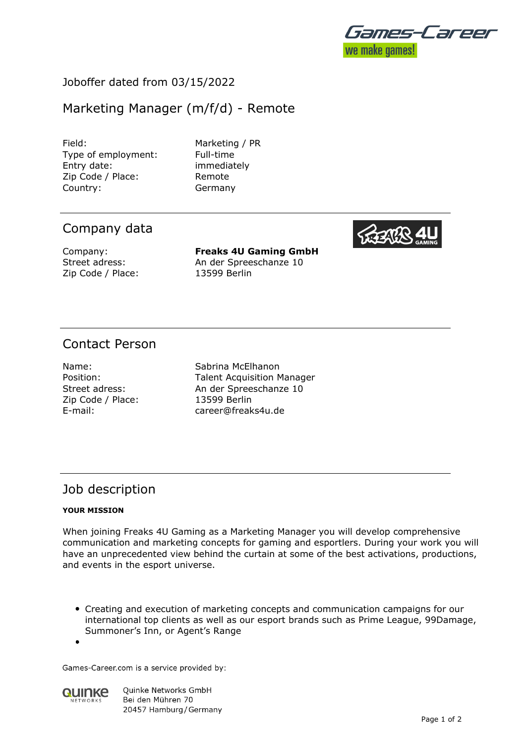Joboffer dated from 03/15/2022

# Marketing Manager (m/f/d) - Remote

| | |
|---|---|
| Field: | Marketing / PR |
| Type of employment: | Full-time |
| Entry date: | immediately |
| Zip Code / Place: | Remote |
| Country: | Germany |

## Company data

| | |
|---|---|
| Company: | **Freaks 4U Gaming GmbH** |
| Street adress: | An der Spreeschanze 10 |
| Zip Code / Place: | 13599 Berlin |

## Contact Person

| | |
|---|---|
| Name: | Sabrina McElhanon |
| Position: | Talent Acquisition Manager |
| Street adress: | An der Spreeschanze 10 |
| Zip Code / Place: | 13599 Berlin |
| E-mail: | career@freaks4u.de |

## Job description

**YOUR MISSION**

When joining Freaks 4U Gaming as a Marketing Manager you will develop comprehensive communication and marketing concepts for gaming and esportlers. During your work you will have an unprecedented view behind the curtain at some of the best activations, productions, and events in the esport universe.

- Creating and execution of marketing concepts and communication campaigns for our international top clients as well as our esport brands such as Prime League, 99Damage, Summoner's Inn, or Agent's Range
- 

Games-Career.com is a service provided by:

Quinke Networks GmbH
Bei den Mühren 70
20457 Hamburg / Germany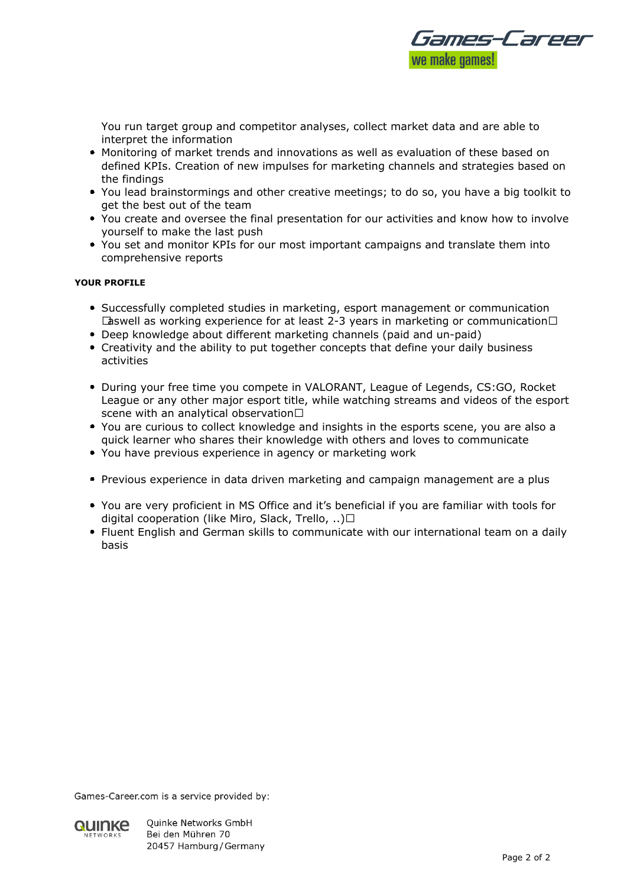You run target group and competitor analyses, collect market data and are able to interpret the information

- Monitoring of market trends and innovations as well as evaluation of these based on defined KPIs. Creation of new impulses for marketing channels and strategies based on the findings
- You lead brainstormings and other creative meetings; to do so, you have a big toolkit to get the best out of the team
- You create and oversee the final presentation for our activities and know how to involve yourself to make the last push
- You set and monitor KPIs for our most important campaigns and translate them into comprehensive reports

**YOUR PROFILE**

- Successfully completed studies in marketing, esport management or communication ☐aswell as working experience for at least 2-3 years in marketing or communication☐
- Deep knowledge about different marketing channels (paid and un-paid)
- Creativity and the ability to put together concepts that define your daily business activities

- During your free time you compete in VALORANT, League of Legends, CS:GO, Rocket League or any other major esport title, while watching streams and videos of the esport scene with an analytical observation☐
- You are curious to collect knowledge and insights in the esports scene, you are also a quick learner who shares their knowledge with others and loves to communicate
- You have previous experience in agency or marketing work

- Previous experience in data driven marketing and campaign management are a plus

- You are very proficient in MS Office and it's beneficial if you are familiar with tools for digital cooperation (like Miro, Slack, Trello, ..)☐
- Fluent English and German skills to communicate with our international team on a daily basis

Games-Career.com is a service provided by:

Quinke Networks GmbH
Bei den Mühren 70
20457 Hamburg / Germany